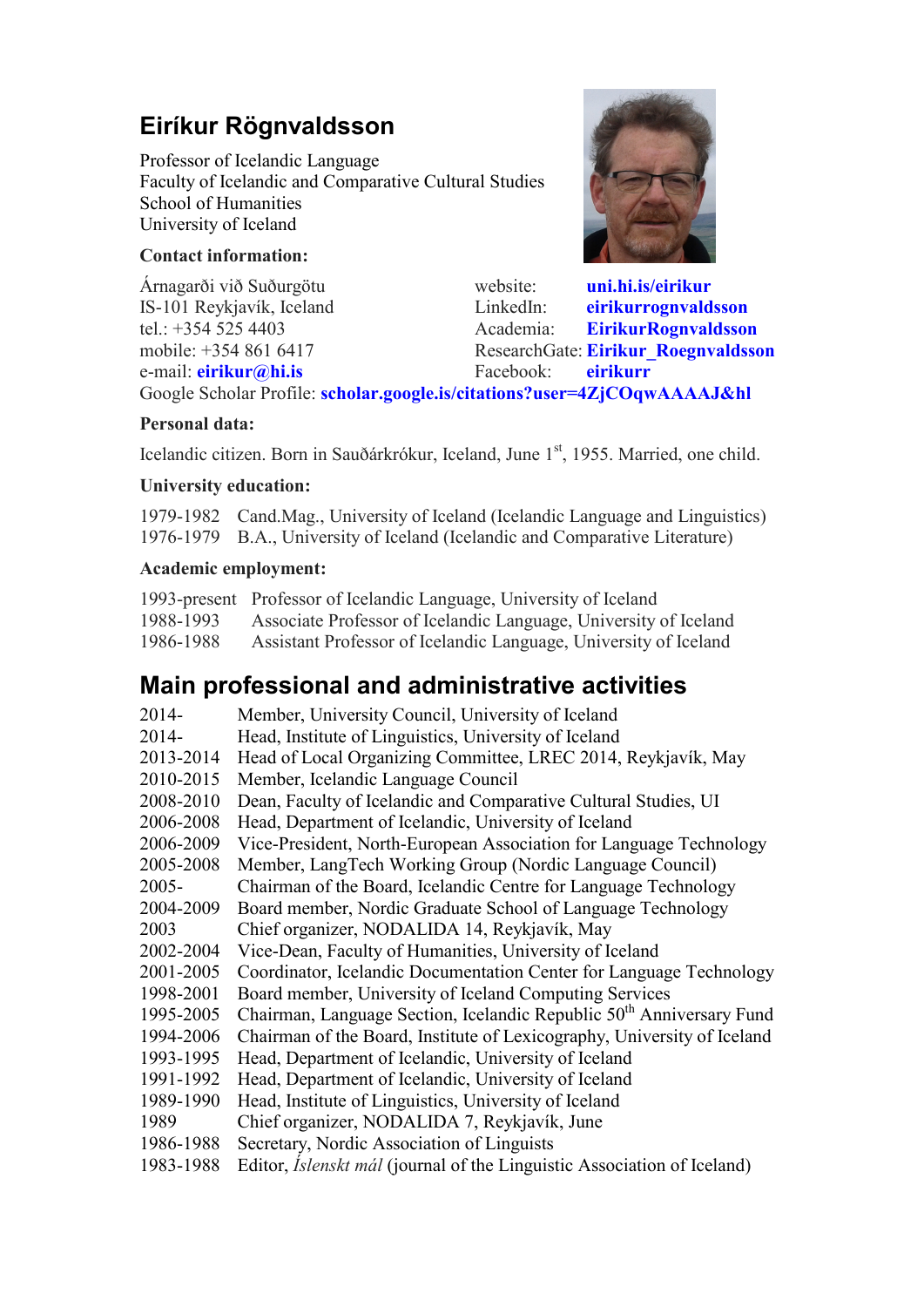# Eiríkur Rögnvaldsson

Professor of Icelandic Language
Faculty of Icelandic and Comparative Cultural Studies
School of Humanities
University of Iceland

**Contact information:**

Árnagarði við Suðurgötu
IS-101 Reykjavík, Iceland
tel.: +354 525 4403
mobile: +354 861 6417
e-mail: **eirikur@hi.is**

website: **uni.hi.is/eirikur**
LinkedIn: **eirikurrognvaldsson**
Academia: **EirikurRognvaldsson**
ResearchGate: **Eirikur_Roegnvaldsson**
Facebook: **eirikurr**

Google Scholar Profile: **scholar.google.is/citations?user=4ZjCOqwAAAAJ&hl**

**Personal data:**

Icelandic citizen. Born in Sauðárkrókur, Iceland, June 1st, 1955. Married, one child.

**University education:**

| | |
|---|---|
| 1979-1982 | Cand.Mag., University of Iceland (Icelandic Language and Linguistics) |
| 1976-1979 | B.A., University of Iceland (Icelandic and Comparative Literature) |

**Academic employment:**

| | |
|---|---|
| 1993-present | Professor of Icelandic Language, University of Iceland |
| 1988-1993 | Associate Professor of Icelandic Language, University of Iceland |
| 1986-1988 | Assistant Professor of Icelandic Language, University of Iceland |

## Main professional and administrative activities

| | |
|---|---|
| 2014- | Member, University Council, University of Iceland |
| 2014- | Head, Institute of Linguistics, University of Iceland |
| 2013-2014 | Head of Local Organizing Committee, LREC 2014, Reykjavík, May |
| 2010-2015 | Member, Icelandic Language Council |
| 2008-2010 | Dean, Faculty of Icelandic and Comparative Cultural Studies, UI |
| 2006-2008 | Head, Department of Icelandic, University of Iceland |
| 2006-2009 | Vice-President, North-European Association for Language Technology |
| 2005-2008 | Member, LangTech Working Group (Nordic Language Council) |
| 2005- | Chairman of the Board, Icelandic Centre for Language Technology |
| 2004-2009 | Board member, Nordic Graduate School of Language Technology |
| 2003 | Chief organizer, NODALIDA 14, Reykjavík, May |
| 2002-2004 | Vice-Dean, Faculty of Humanities, University of Iceland |
| 2001-2005 | Coordinator, Icelandic Documentation Center for Language Technology |
| 1998-2001 | Board member, University of Iceland Computing Services |
| 1995-2005 | Chairman, Language Section, Icelandic Republic 50th Anniversary Fund |
| 1994-2006 | Chairman of the Board, Institute of Lexicography, University of Iceland |
| 1993-1995 | Head, Department of Icelandic, University of Iceland |
| 1991-1992 | Head, Department of Icelandic, University of Iceland |
| 1989-1990 | Head, Institute of Linguistics, University of Iceland |
| 1989 | Chief organizer, NODALIDA 7, Reykjavík, June |
| 1986-1988 | Secretary, Nordic Association of Linguists |
| 1983-1988 | Editor, *Íslenskt mál* (journal of the Linguistic Association of Iceland) |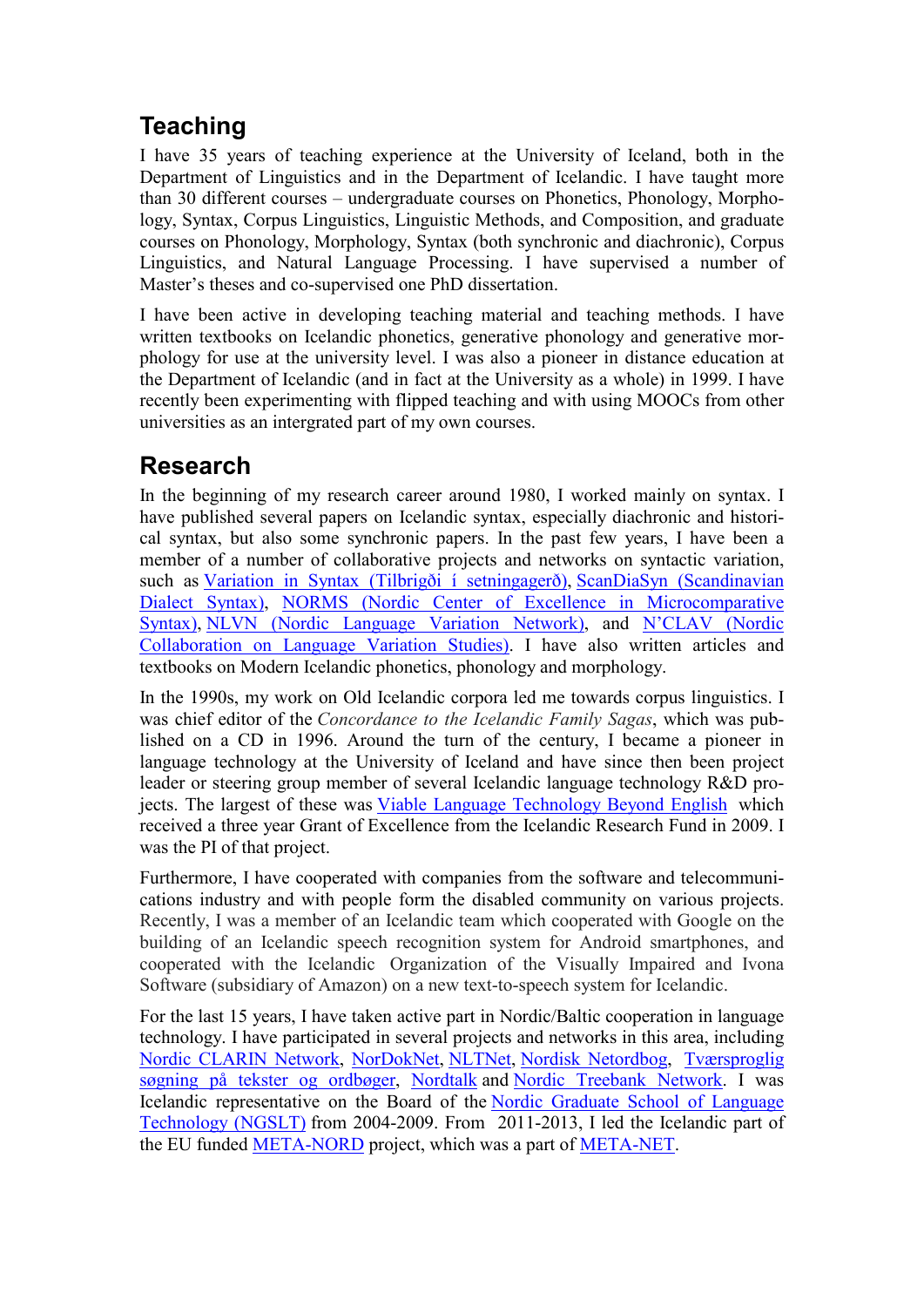## Teaching

I have 35 years of teaching experience at the University of Iceland, both in the Department of Linguistics and in the Department of Icelandic. I have taught more than 30 different courses – undergraduate courses on Phonetics, Phonology, Morphology, Syntax, Corpus Linguistics, Linguistic Methods, and Composition, and graduate courses on Phonology, Morphology, Syntax (both synchronic and diachronic), Corpus Linguistics, and Natural Language Processing. I have supervised a number of Master's theses and co-supervised one PhD dissertation.

I have been active in developing teaching material and teaching methods. I have written textbooks on Icelandic phonetics, generative phonology and generative morphology for use at the university level. I was also a pioneer in distance education at the Department of Icelandic (and in fact at the University as a whole) in 1999. I have recently been experimenting with flipped teaching and with using MOOCs from other universities as an intergrated part of my own courses.

## Research

In the beginning of my research career around 1980, I worked mainly on syntax. I have published several papers on Icelandic syntax, especially diachronic and historical syntax, but also some synchronic papers. In the past few years, I have been a member of a number of collaborative projects and networks on syntactic variation, such as Variation in Syntax (Tilbrigði í setningagerð), ScanDiaSyn (Scandinavian Dialect Syntax), NORMS (Nordic Center of Excellence in Microcomparative Syntax), NLVN (Nordic Language Variation Network), and N'CLAV (Nordic Collaboration on Language Variation Studies). I have also written articles and textbooks on Modern Icelandic phonetics, phonology and morphology.

In the 1990s, my work on Old Icelandic corpora led me towards corpus linguistics. I was chief editor of the *Concordance to the Icelandic Family Sagas*, which was published on a CD in 1996. Around the turn of the century, I became a pioneer in language technology at the University of Iceland and have since then been project leader or steering group member of several Icelandic language technology R&D projects. The largest of these was Viable Language Technology Beyond English which received a three year Grant of Excellence from the Icelandic Research Fund in 2009. I was the PI of that project.

Furthermore, I have cooperated with companies from the software and telecommunications industry and with people form the disabled community on various projects. Recently, I was a member of an Icelandic team which cooperated with Google on the building of an Icelandic speech recognition system for Android smartphones, and cooperated with the Icelandic Organization of the Visually Impaired and Ivona Software (subsidiary of Amazon) on a new text-to-speech system for Icelandic.

For the last 15 years, I have taken active part in Nordic/Baltic cooperation in language technology. I have participated in several projects and networks in this area, including Nordic CLARIN Network, NorDokNet, NLTNet, Nordisk Netordbog, Tværsproglig søgning på tekster og ordbøger, Nordtalk and Nordic Treebank Network. I was Icelandic representative on the Board of the Nordic Graduate School of Language Technology (NGSLT) from 2004-2009. From 2011-2013, I led the Icelandic part of the EU funded META-NORD project, which was a part of META-NET.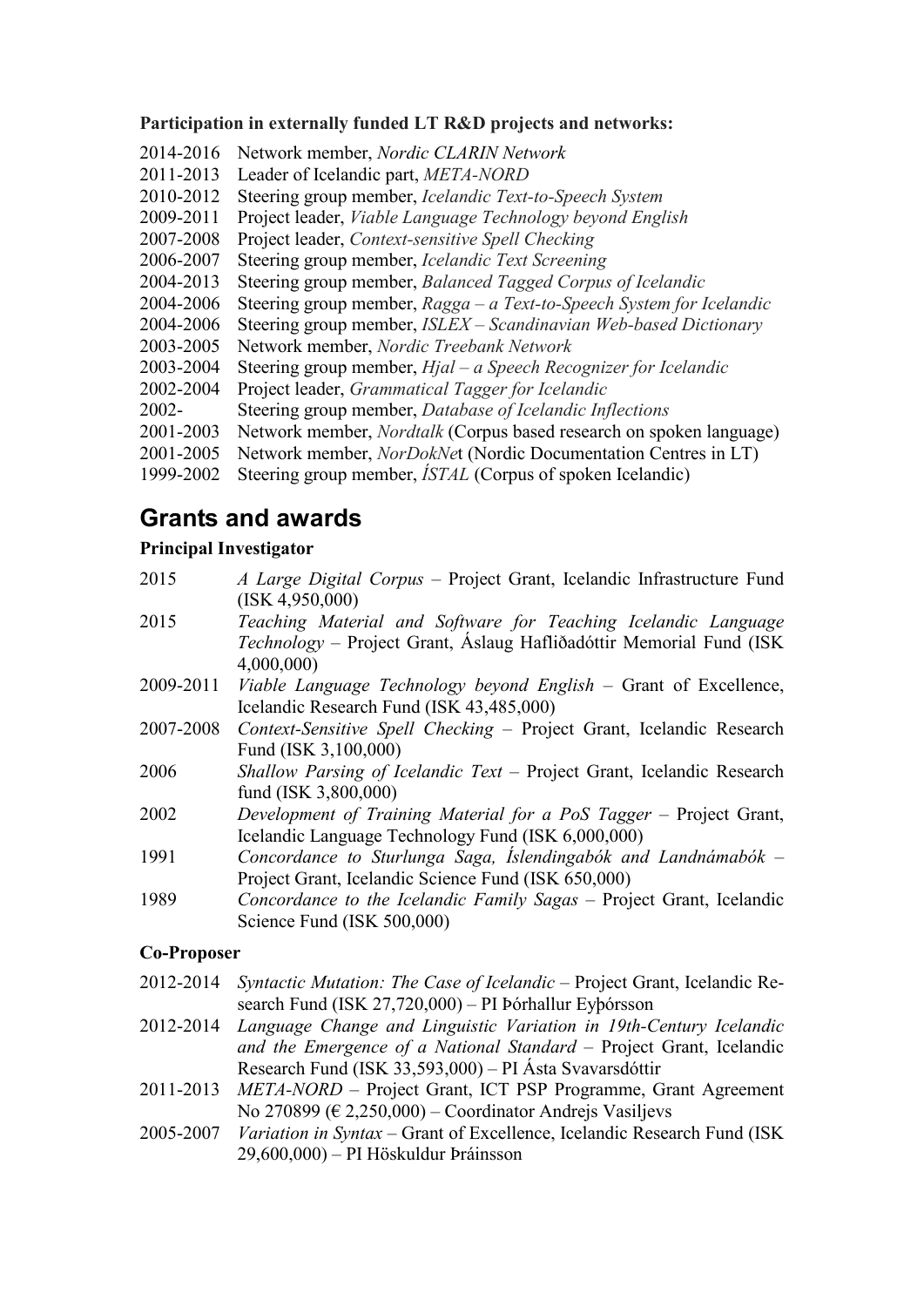**Participation in externally funded LT R&D projects and networks:**

2014-2016 Network member, *Nordic CLARIN Network*
2011-2013 Leader of Icelandic part, *META-NORD*
2010-2012 Steering group member, *Icelandic Text-to-Speech System*
2009-2011 Project leader, *Viable Language Technology beyond English*
2007-2008 Project leader, *Context-sensitive Spell Checking*
2006-2007 Steering group member, *Icelandic Text Screening*
2004-2013 Steering group member, *Balanced Tagged Corpus of Icelandic*
2004-2006 Steering group member, *Ragga – a Text-to-Speech System for Icelandic*
2004-2006 Steering group member, *ISLEX – Scandinavian Web-based Dictionary*
2003-2005 Network member, *Nordic Treebank Network*
2003-2004 Steering group member, *Hjal – a Speech Recognizer for Icelandic*
2002-2004 Project leader, *Grammatical Tagger for Icelandic*
2002- Steering group member, *Database of Icelandic Inflections*
2001-2003 Network member, *Nordtalk* (Corpus based research on spoken language)
2001-2005 Network member, *NorDokNe*t (Nordic Documentation Centres in LT)
1999-2002 Steering group member, *ÍSTAL* (Corpus of spoken Icelandic)

## Grants and awards

**Principal Investigator**

2015 *A Large Digital Corpus* – Project Grant, Icelandic Infrastructure Fund (ISK 4,950,000)
2015 *Teaching Material and Software for Teaching Icelandic Language Technology* – Project Grant, Áslaug Hafliðadóttir Memorial Fund (ISK 4,000,000)
2009-2011 *Viable Language Technology beyond English* – Grant of Excellence, Icelandic Research Fund (ISK 43,485,000)
2007-2008 *Context-Sensitive Spell Checking* – Project Grant, Icelandic Research Fund (ISK 3,100,000)
2006 *Shallow Parsing of Icelandic Text* – Project Grant, Icelandic Research fund (ISK 3,800,000)
2002 *Development of Training Material for a PoS Tagger* – Project Grant, Icelandic Language Technology Fund (ISK 6,000,000)
1991 *Concordance to Sturlunga Saga, Íslendingabók and Landnámabók* – Project Grant, Icelandic Science Fund (ISK 650,000)
1989 *Concordance to the Icelandic Family Sagas* – Project Grant, Icelandic Science Fund (ISK 500,000)

**Co-Proposer**

2012-2014 *Syntactic Mutation: The Case of Icelandic* – Project Grant, Icelandic Research Fund (ISK 27,720,000) – PI Þórhallur Eyþórsson
2012-2014 *Language Change and Linguistic Variation in 19th-Century Icelandic and the Emergence of a National Standard* – Project Grant, Icelandic Research Fund (ISK 33,593,000) – PI Ásta Svavarsdóttir
2011-2013 *META-NORD* – Project Grant, ICT PSP Programme, Grant Agreement No 270899 (€ 2,250,000) – Coordinator Andrejs Vasiljevs
2005-2007 *Variation in Syntax* – Grant of Excellence, Icelandic Research Fund (ISK 29,600,000) – PI Höskuldur Þráinsson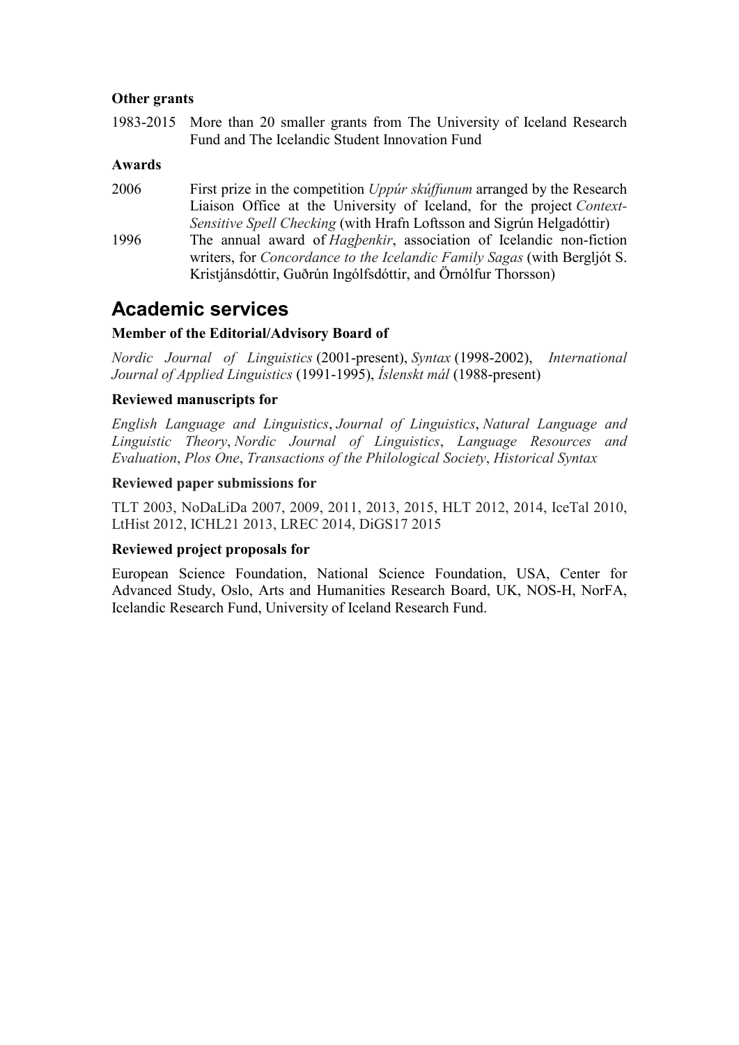**Other grants**

1983-2015 More than 20 smaller grants from The University of Iceland Research Fund and The Icelandic Student Innovation Fund

**Awards**

2006 First prize in the competition *Uppúr skúffunum* arranged by the Research Liaison Office at the University of Iceland, for the project *Context-Sensitive Spell Checking* (with Hrafn Loftsson and Sigrún Helgadóttir)

1996 The annual award of *Hagþenkir*, association of Icelandic non-fiction writers, for *Concordance to the Icelandic Family Sagas* (with Bergljót S. Kristjánsdóttir, Guðrún Ingólfsdóttir, and Örnólfur Thorsson)

## Academic services

**Member of the Editorial/Advisory Board of**

*Nordic Journal of Linguistics* (2001-present), *Syntax* (1998-2002), *International Journal of Applied Linguistics* (1991-1995), *Íslenskt mál* (1988-present)

**Reviewed manuscripts for**

*English Language and Linguistics*, *Journal of Linguistics*, *Natural Language and Linguistic Theory*, *Nordic Journal of Linguistics*, *Language Resources and Evaluation*, *Plos One*, *Transactions of the Philological Society*, *Historical Syntax*

**Reviewed paper submissions for**

TLT 2003, NoDaLiDa 2007, 2009, 2011, 2013, 2015, HLT 2012, 2014, IceTal 2010, LtHist 2012, ICHL21 2013, LREC 2014, DiGS17 2015

**Reviewed project proposals for**

European Science Foundation, National Science Foundation, USA, Center for Advanced Study, Oslo, Arts and Humanities Research Board, UK, NOS-H, NorFA, Icelandic Research Fund, University of Iceland Research Fund.